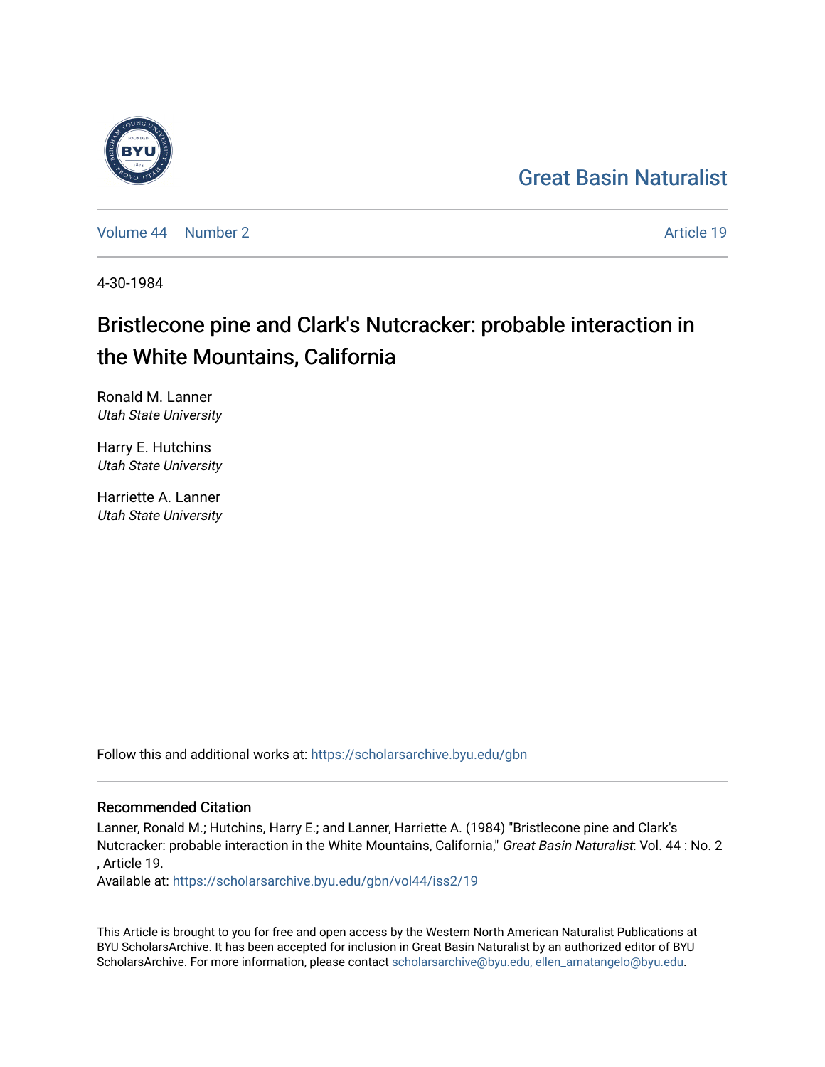Great Basin Naturalist

Volume 44 | Number 2 — Article 19

4-30-1984

# Bristlecone pine and Clark's Nutcracker: probable interaction in the White Mountains, California

Ronald M. Lanner
*Utah State University*

Harry E. Hutchins
*Utah State University*

Harriette A. Lanner
*Utah State University*

Follow this and additional works at: https://scholarsarchive.byu.edu/gbn

## Recommended Citation

Lanner, Ronald M.; Hutchins, Harry E.; and Lanner, Harriette A. (1984) "Bristlecone pine and Clark's Nutcracker: probable interaction in the White Mountains, California," *Great Basin Naturalist*: Vol. 44 : No. 2 , Article 19.
Available at: https://scholarsarchive.byu.edu/gbn/vol44/iss2/19

This Article is brought to you for free and open access by the Western North American Naturalist Publications at BYU ScholarsArchive. It has been accepted for inclusion in Great Basin Naturalist by an authorized editor of BYU ScholarsArchive. For more information, please contact scholarsarchive@byu.edu, ellen_amatangelo@byu.edu.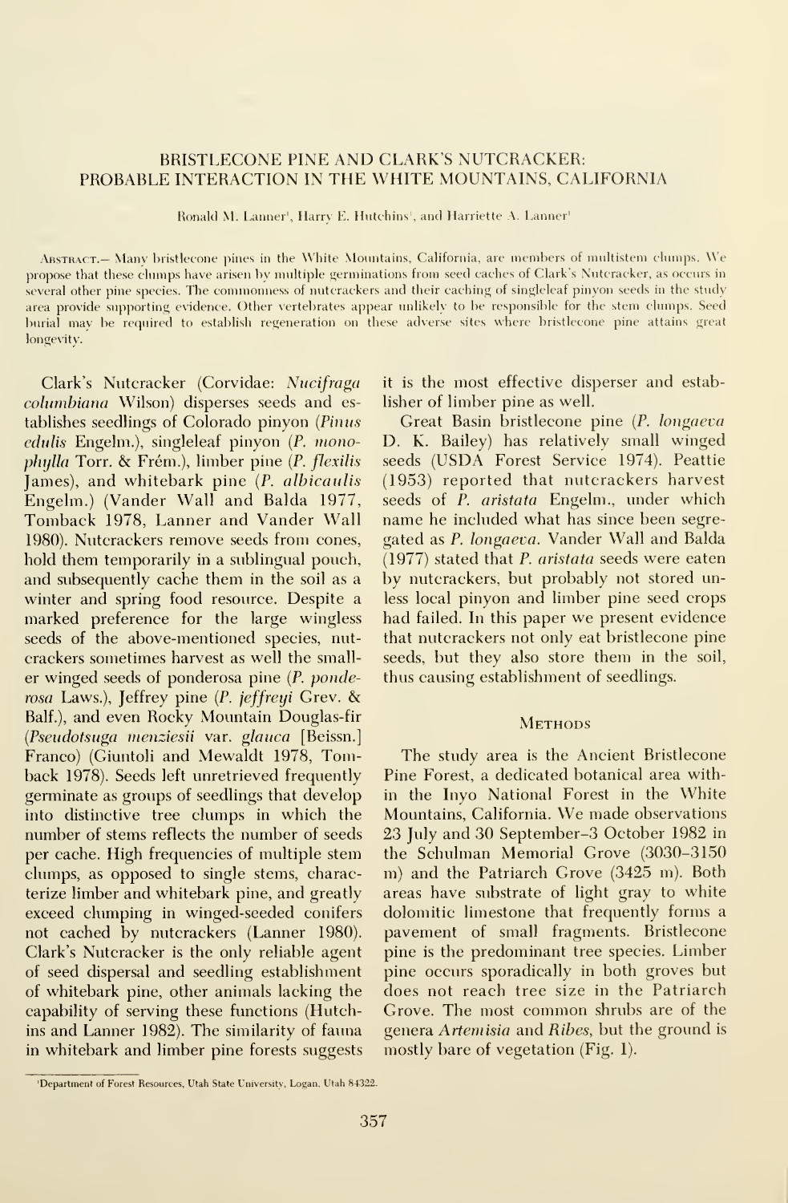# BRISTLECONE PINE AND CLARK'S NUTCRACKER: PROBABLE INTERACTION IN THE WHITE MOUNTAINS, CALIFORNIA

Ronald M. Lanner[1], Harry E. Hutchins[1], and Harriette A. Lanner[1]

Abstract.— Many bristlecone pines in the White Mountains, California, are members of multistem clumps. We propose that these clumps have arisen by multiple germinations from seed caches of Clark's Nutcracker, as occurs in several other pine species. The commonness of nutcrackers and their caching of singleleaf pinyon seeds in the study area provide supporting evidence. Other vertebrates appear unlikely to be responsible for the stem clumps. Seed burial may be required to establish regeneration on these adverse sites where bristlecone pine attains great longevity.

Clark's Nutcracker (Corvidae: *Nucifraga columbiana* Wilson) disperses seeds and establishes seedlings of Colorado pinyon (*Pinus edulis* Engelm.), singleleaf pinyon (*P. monophylla* Torr. & Frém.), limber pine (*P. flexilis* James), and whitebark pine (*P. albicaulis* Engelm.) (Vander Wall and Balda 1977, Tomback 1978, Lanner and Vander Wall 1980). Nutcrackers remove seeds from cones, hold them temporarily in a sublingual pouch, and subsequently cache them in the soil as a winter and spring food resource. Despite a marked preference for the large wingless seeds of the above-mentioned species, nutcrackers sometimes harvest as well the smaller winged seeds of ponderosa pine (*P. ponderosa* Laws.), Jeffrey pine (*P. jeffreyi* Grev. & Balf.), and even Rocky Mountain Douglas-fir (*Pseudotsuga menziesii* var. *glauca* [Beissn.] Franco) (Giuntoli and Mewaldt 1978, Tomback 1978). Seeds left unretrieved frequently germinate as groups of seedlings that develop into distinctive tree clumps in which the number of stems reflects the number of seeds per cache. High frequencies of multiple stem clumps, as opposed to single stems, characterize limber and whitebark pine, and greatly exceed clumping in winged-seeded conifers not cached by nutcrackers (Lanner 1980). Clark's Nutcracker is the only reliable agent of seed dispersal and seedling establishment of whitebark pine, other animals lacking the capability of serving these functions (Hutchins and Lanner 1982). The similarity of fauna in whitebark and limber pine forests suggests it is the most effective disperser and establisher of limber pine as well.

Great Basin bristlecone pine (*P. longaeva* D. K. Bailey) has relatively small winged seeds (USDA Forest Service 1974). Peattie (1953) reported that nutcrackers harvest seeds of *P. aristata* Engelm., under which name he included what has since been segregated as *P. longaeva*. Vander Wall and Balda (1977) stated that *P. aristata* seeds were eaten by nutcrackers, but probably not stored unless local pinyon and limber pine seed crops had failed. In this paper we present evidence that nutcrackers not only eat bristlecone pine seeds, but they also store them in the soil, thus causing establishment of seedlings.

## Methods

The study area is the Ancient Bristlecone Pine Forest, a dedicated botanical area within the Inyo National Forest in the White Mountains, California. We made observations 23 July and 30 September–3 October 1982 in the Schulman Memorial Grove (3030–3150 m) and the Patriarch Grove (3425 m). Both areas have substrate of light gray to white dolomitic limestone that frequently forms a pavement of small fragments. Bristlecone pine is the predominant tree species. Limber pine occurs sporadically in both groves but does not reach tree size in the Patriarch Grove. The most common shrubs are of the genera *Artemisia* and *Ribes*, but the ground is mostly bare of vegetation (Fig. 1).

[1]Department of Forest Resources, Utah State University, Logan, Utah 84322.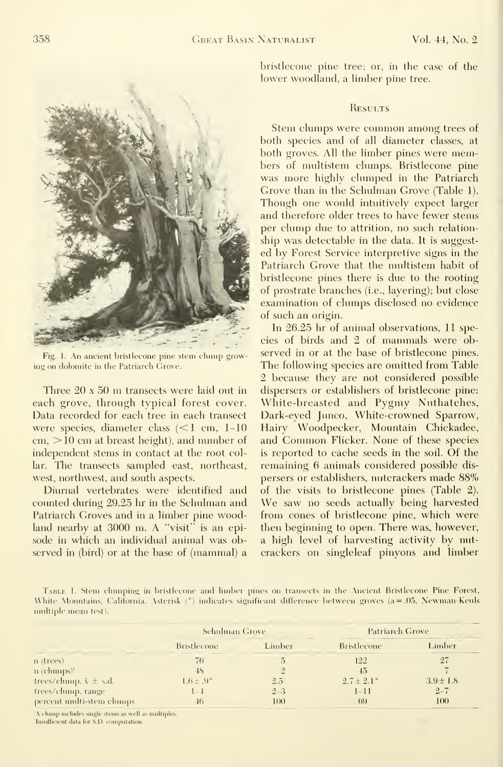Fig. 1. An ancient bristlecone pine stem clump growing on dolomite in the Patriarch Grove.

Three 20 x 50 m transects were laid out in each grove, through typical forest cover. Data recorded for each tree in each transect were species, diameter class (<1 cm, 1–10 cm, >10 cm at breast height), and number of independent stems in contact at the root collar. The transects sampled east, northeast, west, northwest, and south aspects.

Diurnal vertebrates were identified and counted during 29.25 hr in the Schulman and Patriarch Groves and in a limber pine woodland nearby at 3000 m. A "visit" is an episode in which an individual animal was observed in (bird) or at the base of (mammal) a bristlecone pine tree; or, in the case of the lower woodland, a limber pine tree.

## Results

Stem clumps were common among trees of both species and of all diameter classes, at both groves. All the limber pines were members of multistem clumps. Bristlecone pine was more highly clumped in the Patriarch Grove than in the Schulman Grove (Table 1). Though one would intuitively expect larger and therefore older trees to have fewer stems per clump due to attrition, no such relationship was detectable in the data. It is suggested by Forest Service interpretive signs in the Patriarch Grove that the multistem habit of bristlecone pines there is due to the rooting of prostrate branches (i.e., layering); but close examination of clumps disclosed no evidence of such an origin.

In 26.25 hr of animal observations, 11 species of birds and 2 of mammals were observed in or at the base of bristlecone pines. The following species are omitted from Table 2 because they are not considered possible dispersers or establishers of bristlecone pine: White-breasted and Pygmy Nuthatches, Dark-eyed Junco, White-crowned Sparrow, Hairy Woodpecker, Mountain Chickadee, and Common Flicker. None of these species is reported to cache seeds in the soil. Of the remaining 6 animals considered possible dispersers or establishers, nutcrackers made 88% of the visits to bristlecone pines (Table 2). We saw no seeds actually being harvested from cones of bristlecone pine, which were then beginning to open. There was, however, a high level of harvesting activity by nutcrackers on singleleaf pinyons and limber

Table 1. Stem clumping in bristlecone and limber pines on transects in the Ancient Bristlecone Pine Forest, White Mountains, California. Asterisk (*) indicates significant difference between groves (a = .05, Newman-Keuls multiple mean test).

| | Schulman Grove | | Patriarch Grove | |
|---|---|---|---|---|
| | Bristlecone | Limber | Bristlecone | Limber |
| n (trees) | 76 | 5 | 122 | 27 |
| n (clumps)[1] | 48 | 2 | 45 | 7 |
| trees/clump, $\bar{x} \pm$ s.d. | $1.6 \pm .9$* | 2.5[2] | $2.7 \pm 2.1$* | $3.9 \pm 1.8$ |
| trees/clump, range | 1–4 | 2–3 | 1–11 | 2–7 |
| percent multi-stem clumps | 46 | 100 | 69 | 100 |

[1] A clump includes single stems as well as multiples.
[2] Insufficient data for S.D. computation.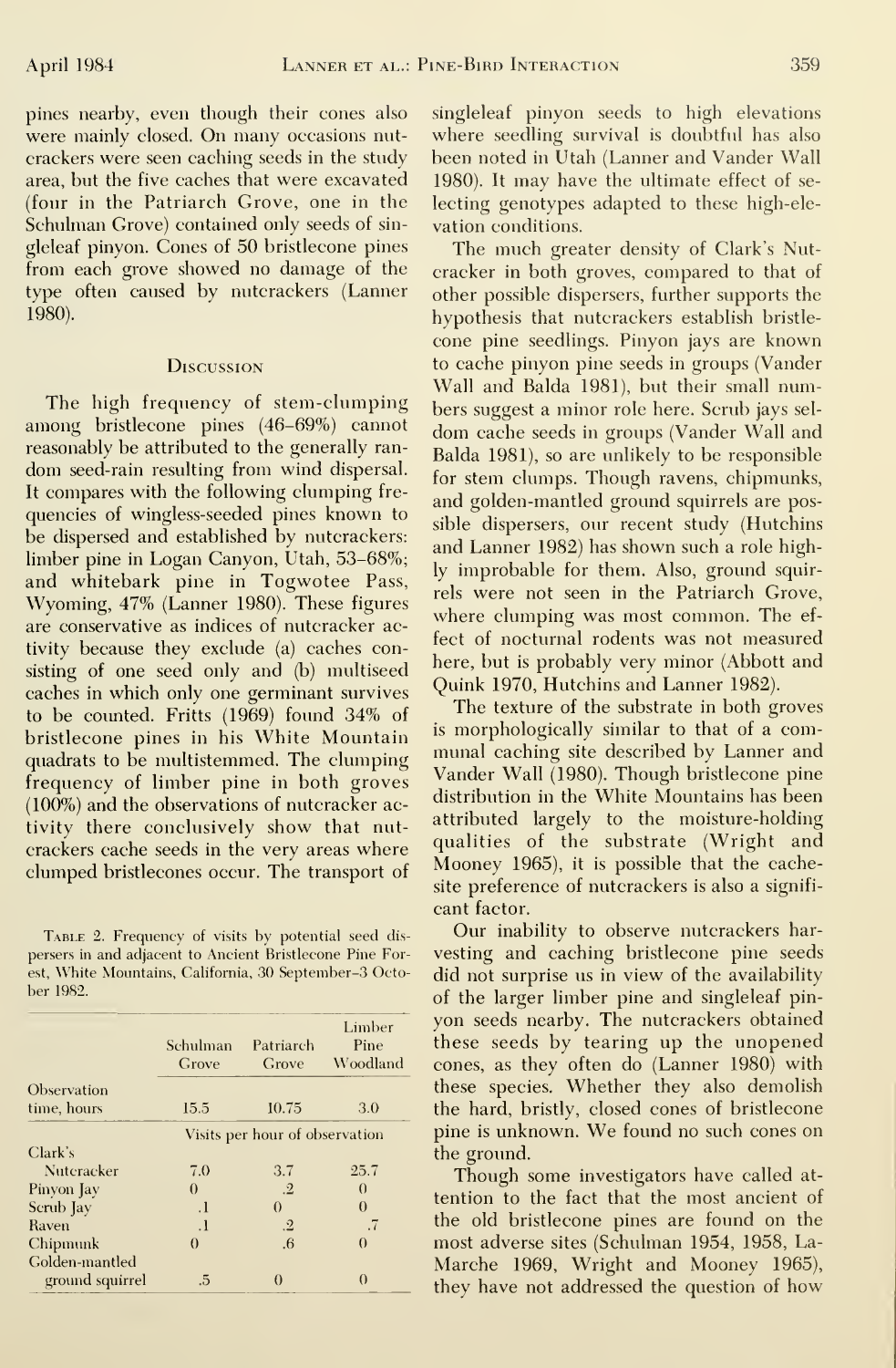pines nearby, even though their cones also were mainly closed. On many occasions nutcrackers were seen caching seeds in the study area, but the five caches that were excavated (four in the Patriarch Grove, one in the Schulman Grove) contained only seeds of singleleaf pinyon. Cones of 50 bristlecone pines from each grove showed no damage of the type often caused by nutcrackers (Lanner 1980).

## Discussion

The high frequency of stem-clumping among bristlecone pines (46–69%) cannot reasonably be attributed to the generally random seed-rain resulting from wind dispersal. It compares with the following clumping frequencies of wingless-seeded pines known to be dispersed and established by nutcrackers: limber pine in Logan Canyon, Utah, 53–68%; and whitebark pine in Togwotee Pass, Wyoming, 47% (Lanner 1980). These figures are conservative as indices of nutcracker activity because they exclude (a) caches consisting of one seed only and (b) multiseed caches in which only one germinant survives to be counted. Fritts (1969) found 34% of bristlecone pines in his White Mountain quadrats to be multistemmed. The clumping frequency of limber pine in both groves (100%) and the observations of nutcracker activity there conclusively show that nutcrackers cache seeds in the very areas where clumped bristlecones occur. The transport of singleleaf pinyon seeds to high elevations where seedling survival is doubtful has also been noted in Utah (Lanner and Vander Wall 1980). It may have the ultimate effect of selecting genotypes adapted to these high-elevation conditions.

Table 2. Frequency of visits by potential seed dispersers in and adjacent to Ancient Bristlecone Pine Forest, White Mountains, California, 30 September–3 October 1982.

| | Schulman Grove | Patriarch Grove | Limber Pine Woodland |
|---|---|---|---|
| Observation time, hours | 15.5 | 10.75 | 3.0 |
| | Visits per hour of observation | | |
| Clark's Nutcracker | 7.0 | 3.7 | 25.7 |
| Pinyon Jay | 0 | .2 | 0 |
| Scrub Jay | .1 | 0 | 0 |
| Raven | .1 | .2 | .7 |
| Chipmunk | 0 | .6 | 0 |
| Golden-mantled ground squirrel | .5 | 0 | 0 |

The much greater density of Clark's Nutcracker in both groves, compared to that of other possible dispersers, further supports the hypothesis that nutcrackers establish bristlecone pine seedlings. Pinyon jays are known to cache pinyon pine seeds in groups (Vander Wall and Balda 1981), but their small numbers suggest a minor role here. Scrub jays seldom cache seeds in groups (Vander Wall and Balda 1981), so are unlikely to be responsible for stem clumps. Though ravens, chipmunks, and golden-mantled ground squirrels are possible dispersers, our recent study (Hutchins and Lanner 1982) has shown such a role highly improbable for them. Also, ground squirrels were not seen in the Patriarch Grove, where clumping was most common. The effect of nocturnal rodents was not measured here, but is probably very minor (Abbott and Quink 1970, Hutchins and Lanner 1982).

The texture of the substrate in both groves is morphologically similar to that of a communal caching site described by Lanner and Vander Wall (1980). Though bristlecone pine distribution in the White Mountains has been attributed largely to the moisture-holding qualities of the substrate (Wright and Mooney 1965), it is possible that the cache-site preference of nutcrackers is also a significant factor.

Our inability to observe nutcrackers harvesting and caching bristlecone pine seeds did not surprise us in view of the availability of the larger limber pine and singleleaf pinyon seeds nearby. The nutcrackers obtained these seeds by tearing up the unopened cones, as they often do (Lanner 1980) with these species. Whether they also demolish the hard, bristly, closed cones of bristlecone pine is unknown. We found no such cones on the ground.

Though some investigators have called attention to the fact that the most ancient of the old bristlecone pines are found on the most adverse sites (Schulman 1954, 1958, LaMarche 1969, Wright and Mooney 1965), they have not addressed the question of how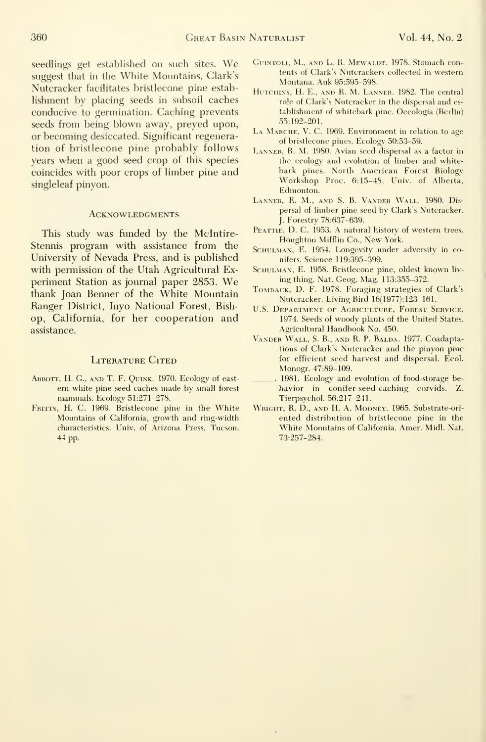seedlings get established on such sites. We suggest that in the White Mountains, Clark's Nutcracker facilitates bristlecone pine establishment by placing seeds in subsoil caches conducive to germination. Caching prevents seeds from being blown away, preyed upon, or becoming desiccated. Significant regeneration of bristlecone pine probably follows years when a good seed crop of this species coincides with poor crops of limber pine and singleleaf pinyon.

## Acknowledgments

This study was funded by the McIntire-Stennis program with assistance from the University of Nevada Press, and is published with permission of the Utah Agricultural Experiment Station as journal paper 2853. We thank Joan Benner of the White Mountain Ranger District, Inyo National Forest, Bishop, California, for her cooperation and assistance.

## Literature Cited

Abbott, H. G., and T. F. Quink. 1970. Ecology of eastern white pine seed caches made by small forest mammals. Ecology 51:271–278.

Fritts, H. C. 1969. Bristlecone pine in the White Mountains of California, growth and ring-width characteristics. Univ. of Arizona Press, Tucson. 44 pp.

Guintoli, M., and L. R. Mewaldt. 1978. Stomach contents of Clark's Nutcrackers collected in western Montana. Auk 95:595–598.

Hutchins, H. E., and R. M. Lanner. 1982. The central role of Clark's Nutcracker in the dispersal and establishment of whitebark pine. Oecologia (Berlin) 55:192–201.

La Marche, V. C. 1969. Environment in relation to age of bristlecone pines. Ecology 50:53–59.

Lanner, R. M. 1980. Avian seed dispersal as a factor in the ecology and evolution of limber and whitebark pines. North American Forest Biology Workshop Proc. 6:15–48. Univ. of Alberta, Edmonton.

Lanner, R. M., and S. B. Vander Wall. 1980. Dispersal of limber pine seed by Clark's Nutcracker. J. Forestry 78:637–639.

Peattie, D. C. 1953. A natural history of western trees. Houghton Mifflin Co., New York.

Schulman, E. 1954. Longevity under adversity in conifers. Science 119:395–399.

Schulman, E. 1958. Bristlecone pine, oldest known living thing. Nat. Geog. Mag. 113:355–372.

Tomback, D. F. 1978. Foraging strategies of Clark's Nutcracker. Living Bird 16(1977):123–161.

U.S. Department of Agriculture, Forest Service. 1974. Seeds of woody plants of the United States. Agricultural Handbook No. 450.

Vander Wall, S. B., and R. P. Balda. 1977. Coadaptations of Clark's Nutcracker and the pinyon pine for efficient seed harvest and dispersal. Ecol. Monogr. 47:89–109.

______. 1981. Ecology and evolution of food-storage behavior in conifer-seed-caching corvids. Z. Tierpsychol. 56:217–241.

Wright, R. D., and H. A. Mooney. 1965. Substrate-oriented distribution of bristlecone pine in the White Mountains of California. Amer. Midl. Nat. 73:257–284.